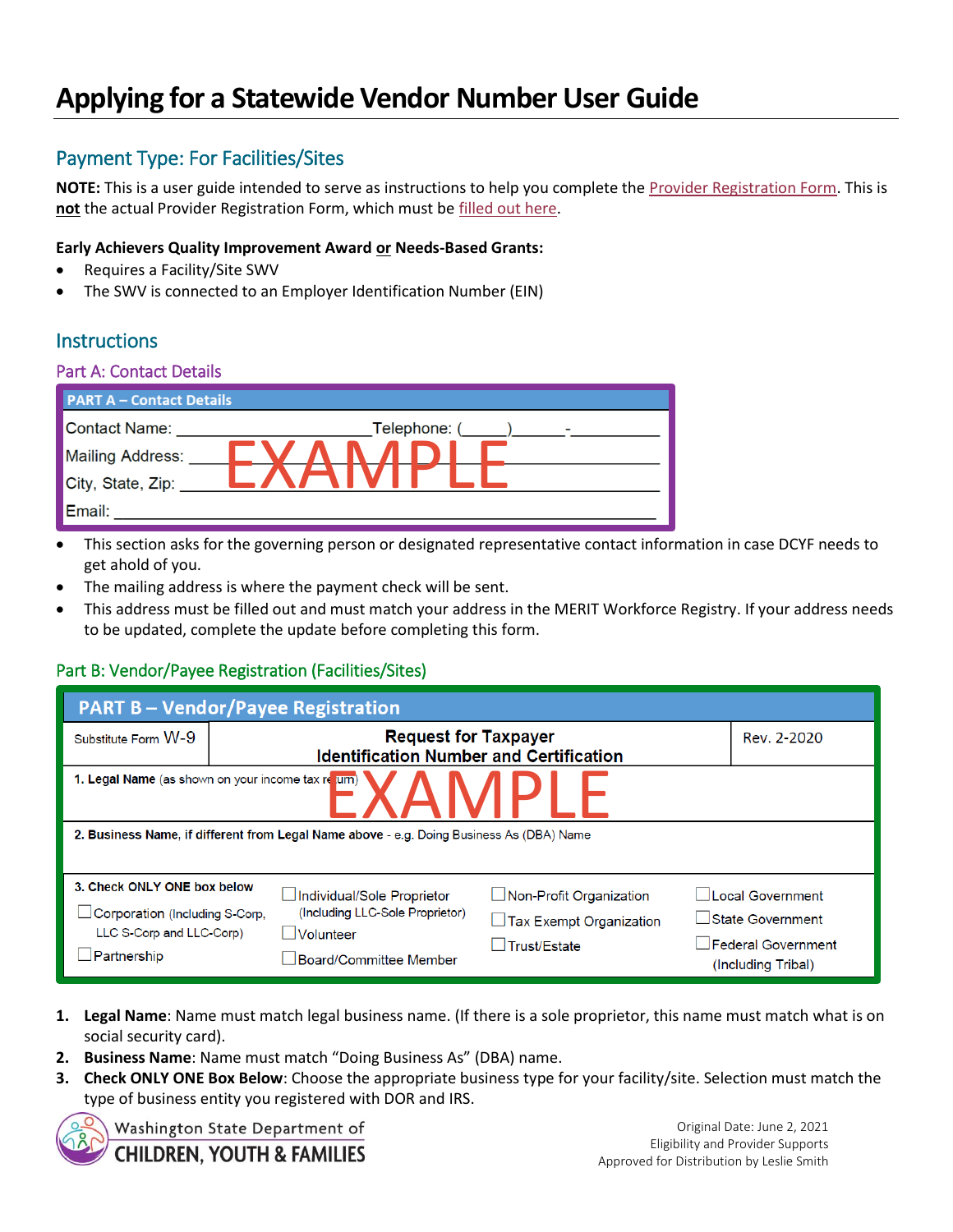# Applying for a Statewide Vendor Number User Guide

## Payment Type: For Facilities/Sites

**NOTE:** This is a user guide intended to serve as instructions to help you complete the Provider Registration Form. This is **not** the actual Provider Registration Form, which must be filled out here.

**Early Achievers Quality Improvement Award or Needs-Based Grants:**

- Requires a Facility/Site SWV
- The SWV is connected to an Employer Identification Number (EIN)

## Instructions

### Part A: Contact Details

**PART A – Contact Details**

Contact Name: ____________________ Telephone: (_____)______-__________

Mailing Address: ____________________

City, State, Zip: ____________________

Email: ____________________

EXAMPLE

- This section asks for the governing person or designated representative contact information in case DCYF needs to get ahold of you.
- The mailing address is where the payment check will be sent.
- This address must be filled out and must match your address in the MERIT Workforce Registry. If your address needs to be updated, complete the update before completing this form.

### Part B: Vendor/Payee Registration (Facilities/Sites)

**PART B – Vendor/Payee Registration**

| Substitute Form W-9 | Request for Taxpayer Identification Number and Certification | Rev. 2-2020 |
|---|---|---|

**1. Legal Name** (as shown on your income tax return)

EXAMPLE

**2. Business Name, if different from Legal Name above** - e.g. Doing Business As (DBA) Name

**3. Check ONLY ONE box below**

| | | | |
|---|---|---|---|
| ☐ Corporation (Including S-Corp, LLC S-Corp and LLC-Corp) | ☐ Individual/Sole Proprietor (Including LLC-Sole Proprietor) | ☐ Non-Profit Organization | ☐ Local Government |
| ☐ Partnership | ☐ Volunteer | ☐ Tax Exempt Organization | ☐ State Government |
| | ☐ Board/Committee Member | ☐ Trust/Estate | ☐ Federal Government (Including Tribal) |

1. **Legal Name**: Name must match legal business name. (If there is a sole proprietor, this name must match what is on social security card).
2. **Business Name**: Name must match "Doing Business As" (DBA) name.
3. **Check ONLY ONE Box Below**: Choose the appropriate business type for your facility/site. Selection must match the type of business entity you registered with DOR and IRS.

Washington State Department of CHILDREN, YOUTH & FAMILIES

Original Date: June 2, 2021
Eligibility and Provider Supports
Approved for Distribution by Leslie Smith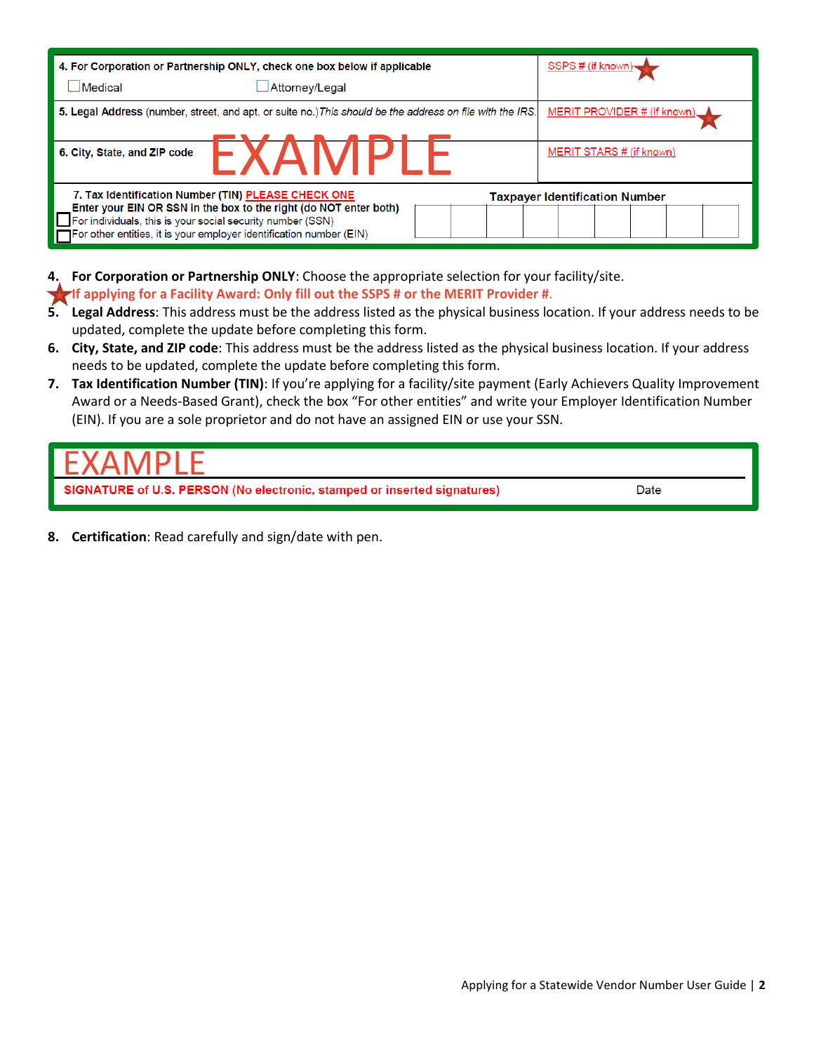| | |
|---|---|
| **4. For Corporation or Partnership ONLY, check one box below if applicable**<br>☐ Medical ☐ Attorney/Legal | SSPS # (if known) ★ |
| **5. Legal Address** (number, street, and apt. or suite no.) *This should be the address on file with the IRS.* | MERIT PROVIDER # (if known) ★ |
| **6. City, State, and ZIP code** EXAMPLE | MERIT STARS # (if known) |

| | |
|---|---|
| 7. **Tax Identification Number (TIN)** PLEASE CHECK ONE<br>**Enter your EIN OR SSN in the box to the right (do NOT enter both)**<br>☐ For individuals, this is your social security number (SSN)<br>☐ For other entities, it is your employer identification number (EIN) | **Taxpayer Identification Number** |

4. **For Corporation or Partnership ONLY**: Choose the appropriate selection for your facility/site.
   ★ **If applying for a Facility Award: Only fill out the SSPS # or the MERIT Provider #.**
5. **Legal Address**: This address must be the address listed as the physical business location. If your address needs to be updated, complete the update before completing this form.
6. **City, State, and ZIP code**: This address must be the address listed as the physical business location. If your address needs to be updated, complete the update before completing this form.
7. **Tax Identification Number (TIN)**: If you're applying for a facility/site payment (Early Achievers Quality Improvement Award or a Needs-Based Grant), check the box "For other entities" and write your Employer Identification Number (EIN). If you are a sole proprietor and do not have an assigned EIN or use your SSN.

EXAMPLE

**SIGNATURE of U.S. PERSON (No electronic, stamped or inserted signatures)** Date

8. **Certification**: Read carefully and sign/date with pen.